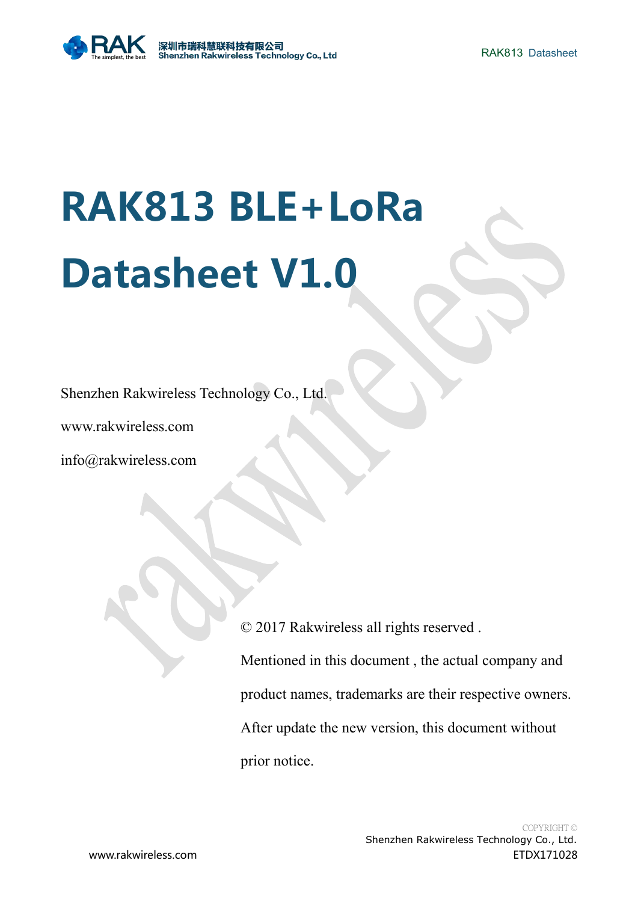# RAK813 BLE+LoRa Datasheet V1.0

Shenzhen Rakwireless Technology Co., Ltd.

www.rakwireless.com

info@rakwireless.com

© 2017 Rakwireless all rights reserved .

Mentioned in this document , the actual company and product names, trademarks are their respective owners.

After update the new version, this document without prior notice.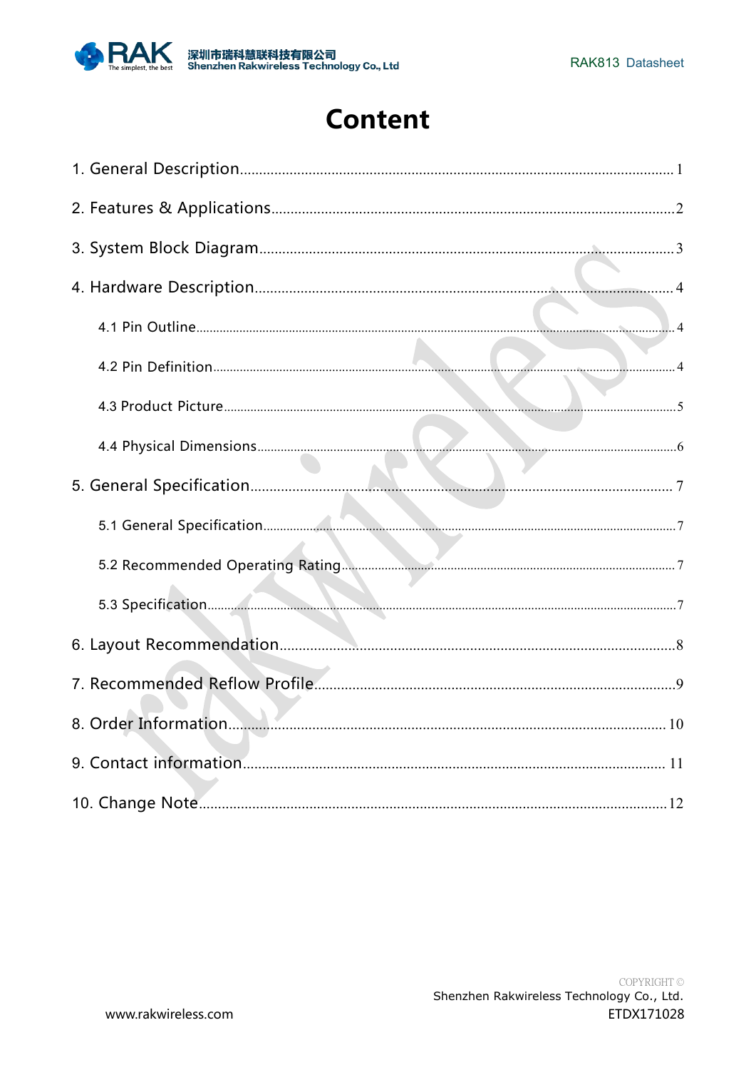# Content

1. General Description .......... 1

2. Features & Applications .......... 2

3. System Block Diagram .......... 3

4. Hardware Description .......... 4

   4.1 Pin Outline .......... 4

   4.2 Pin Definition .......... 4

   4.3 Product Picture .......... 5

   4.4 Physical Dimensions .......... 6

5. General Specification .......... 7

   5.1 General Specification .......... 7

   5.2 Recommended Operating Rating .......... 7

   5.3 Specification .......... 7

6. Layout Recommendation .......... 8

7. Recommended Reflow Profile .......... 9

8. Order Information .......... 10

9. Contact information .......... 11

10. Change Note .......... 12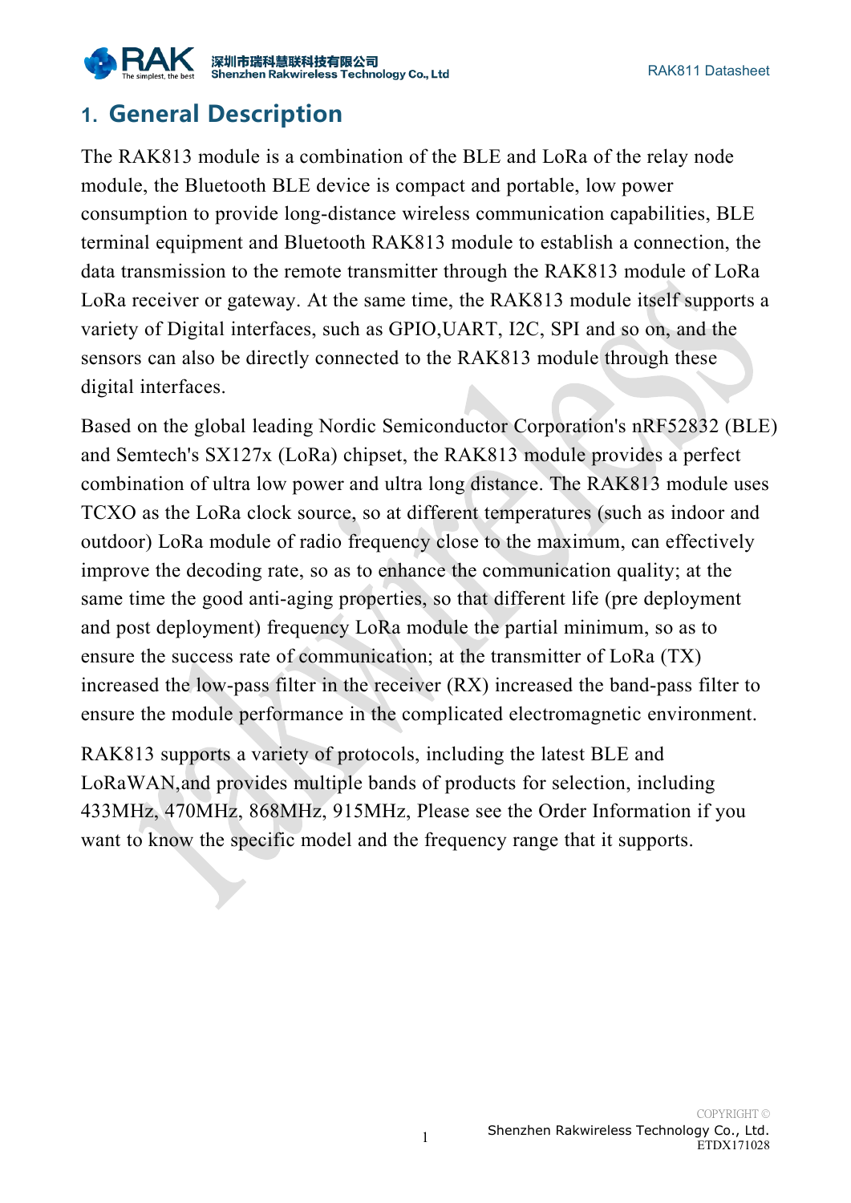# 1. General Description

The RAK813 module is a combination of the BLE and LoRa of the relay node module, the Bluetooth BLE device is compact and portable, low power consumption to provide long-distance wireless communication capabilities, BLE terminal equipment and Bluetooth RAK813 module to establish a connection, the data transmission to the remote transmitter through the RAK813 module of LoRa LoRa receiver or gateway. At the same time, the RAK813 module itself supports a variety of Digital interfaces, such as GPIO,UART, I2C, SPI and so on, and the sensors can also be directly connected to the RAK813 module through these digital interfaces.

Based on the global leading Nordic Semiconductor Corporation's nRF52832 (BLE) and Semtech's SX127x (LoRa) chipset, the RAK813 module provides a perfect combination of ultra low power and ultra long distance. The RAK813 module uses TCXO as the LoRa clock source, so at different temperatures (such as indoor and outdoor) LoRa module of radio frequency close to the maximum, can effectively improve the decoding rate, so as to enhance the communication quality; at the same time the good anti-aging properties, so that different life (pre deployment and post deployment) frequency LoRa module the partial minimum, so as to ensure the success rate of communication; at the transmitter of LoRa (TX) increased the low-pass filter in the receiver (RX) increased the band-pass filter to ensure the module performance in the complicated electromagnetic environment.

RAK813 supports a variety of protocols, including the latest BLE and LoRaWAN,and provides multiple bands of products for selection, including 433MHz, 470MHz, 868MHz, 915MHz, Please see the Order Information if you want to know the specific model and the frequency range that it supports.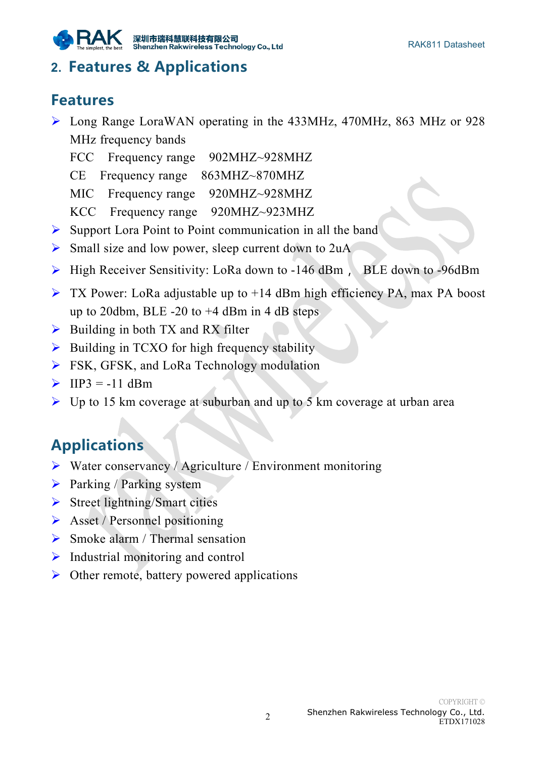## 2. Features & Applications

### Features

- Long Range LoraWAN operating in the 433MHz, 470MHz, 863 MHz or 928 MHz frequency bands
  FCC Frequency range 902MHZ~928MHZ
  CE Frequency range 863MHZ~870MHZ
  MIC Frequency range 920MHZ~928MHZ
  KCC Frequency range 920MHZ~923MHZ
- Support Lora Point to Point communication in all the band
- Small size and low power, sleep current down to 2uA
- High Receiver Sensitivity: LoRa down to -146 dBm， BLE down to -96dBm
- TX Power: LoRa adjustable up to +14 dBm high efficiency PA, max PA boost up to 20dbm, BLE -20 to +4 dBm in 4 dB steps
- Building in both TX and RX filter
- Building in TCXO for high frequency stability
- FSK, GFSK, and LoRa Technology modulation
- IIP3 = -11 dBm
- Up to 15 km coverage at suburban and up to 5 km coverage at urban area

### Applications

- Water conservancy / Agriculture / Environment monitoring
- Parking / Parking system
- Street lightning/Smart cities
- Asset / Personnel positioning
- Smoke alarm / Thermal sensation
- Industrial monitoring and control
- Other remote, battery powered applications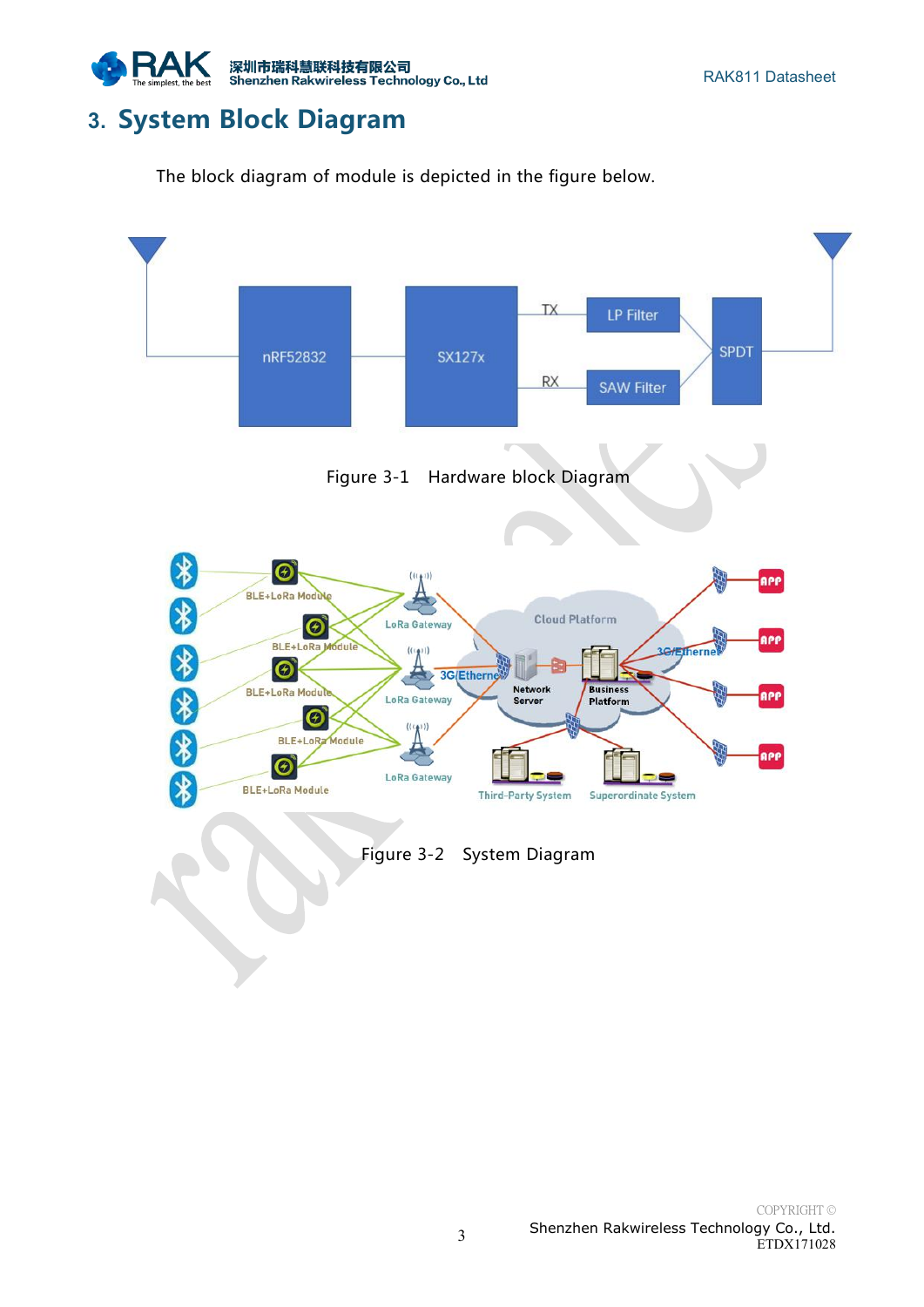# 3. System Block Diagram

The block diagram of module is depicted in the figure below.

Figure 3-1 Hardware block Diagram

Figure 3-2 System Diagram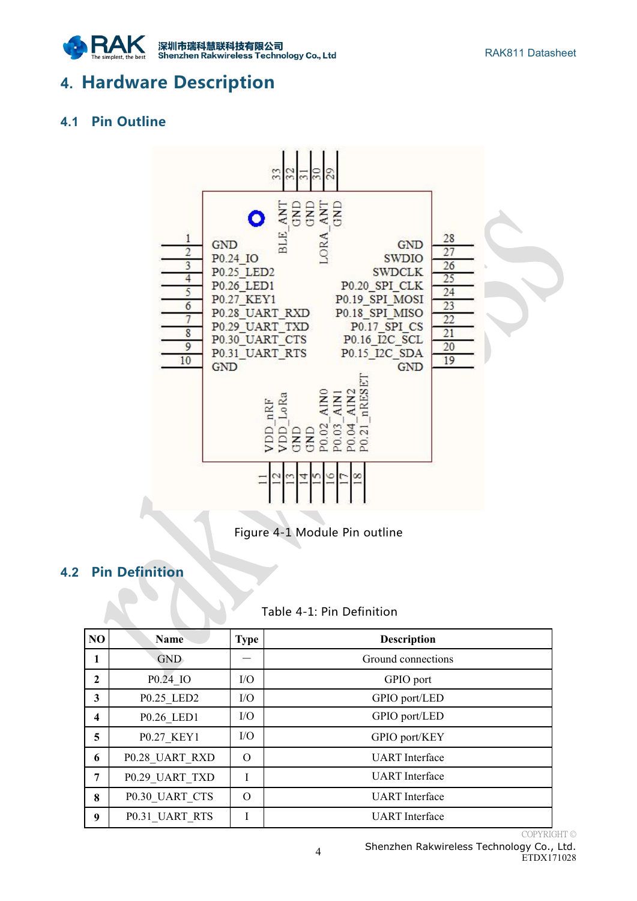# 4. Hardware Description

## 4.1 Pin Outline

Figure 4-1 Module Pin outline

## 4.2 Pin Definition

Table 4-1: Pin Definition

| NO | Name | Type | Description |
|---|---|---|---|
| 1 | GND | — | Ground connections |
| 2 | P0.24_IO | I/O | GPIO port |
| 3 | P0.25_LED2 | I/O | GPIO port/LED |
| 4 | P0.26_LED1 | I/O | GPIO port/LED |
| 5 | P0.27_KEY1 | I/O | GPIO port/KEY |
| 6 | P0.28_UART_RXD | O | UART Interface |
| 7 | P0.29_UART_TXD | I | UART Interface |
| 8 | P0.30_UART_CTS | O | UART Interface |
| 9 | P0.31_UART_RTS | I | UART Interface |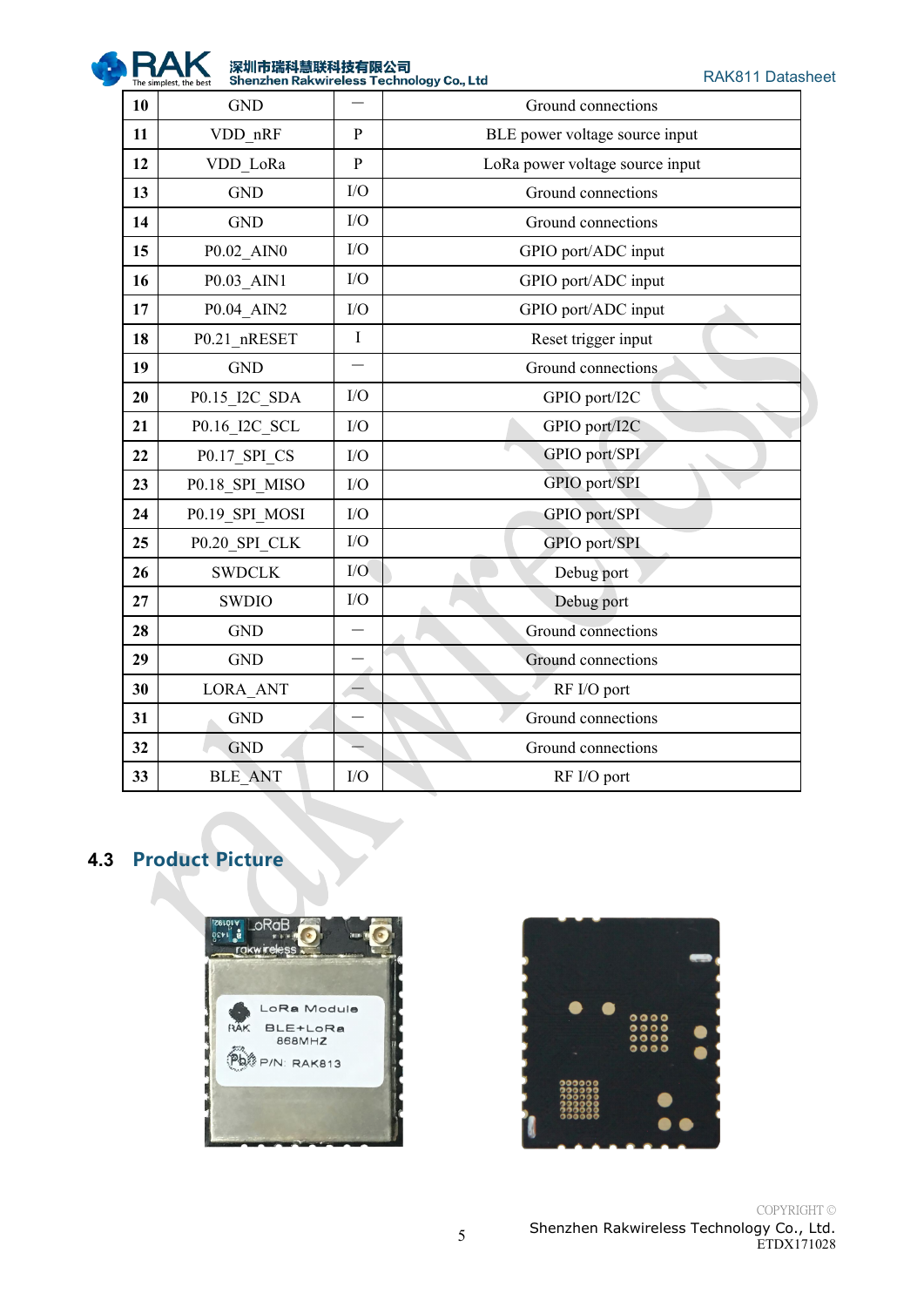| 10 | GND | — | Ground connections |
|---|---|---|---|
| 11 | VDD_nRF | P | BLE power voltage source input |
| 12 | VDD_LoRa | P | LoRa power voltage source input |
| 13 | GND | I/O | Ground connections |
| 14 | GND | I/O | Ground connections |
| 15 | P0.02_AIN0 | I/O | GPIO port/ADC input |
| 16 | P0.03_AIN1 | I/O | GPIO port/ADC input |
| 17 | P0.04_AIN2 | I/O | GPIO port/ADC input |
| 18 | P0.21_nRESET | I | Reset trigger input |
| 19 | GND | — | Ground connections |
| 20 | P0.15_I2C_SDA | I/O | GPIO port/I2C |
| 21 | P0.16_I2C_SCL | I/O | GPIO port/I2C |
| 22 | P0.17_SPI_CS | I/O | GPIO port/SPI |
| 23 | P0.18_SPI_MISO | I/O | GPIO port/SPI |
| 24 | P0.19_SPI_MOSI | I/O | GPIO port/SPI |
| 25 | P0.20_SPI_CLK | I/O | GPIO port/SPI |
| 26 | SWDCLK | I/O | Debug port |
| 27 | SWDIO | I/O | Debug port |
| 28 | GND | — | Ground connections |
| 29 | GND | — | Ground connections |
| 30 | LORA_ANT | — | RF I/O port |
| 31 | GND | — | Ground connections |
| 32 | GND | — | Ground connections |
| 33 | BLE_ANT | I/O | RF I/O port |

## 4.3 Product Picture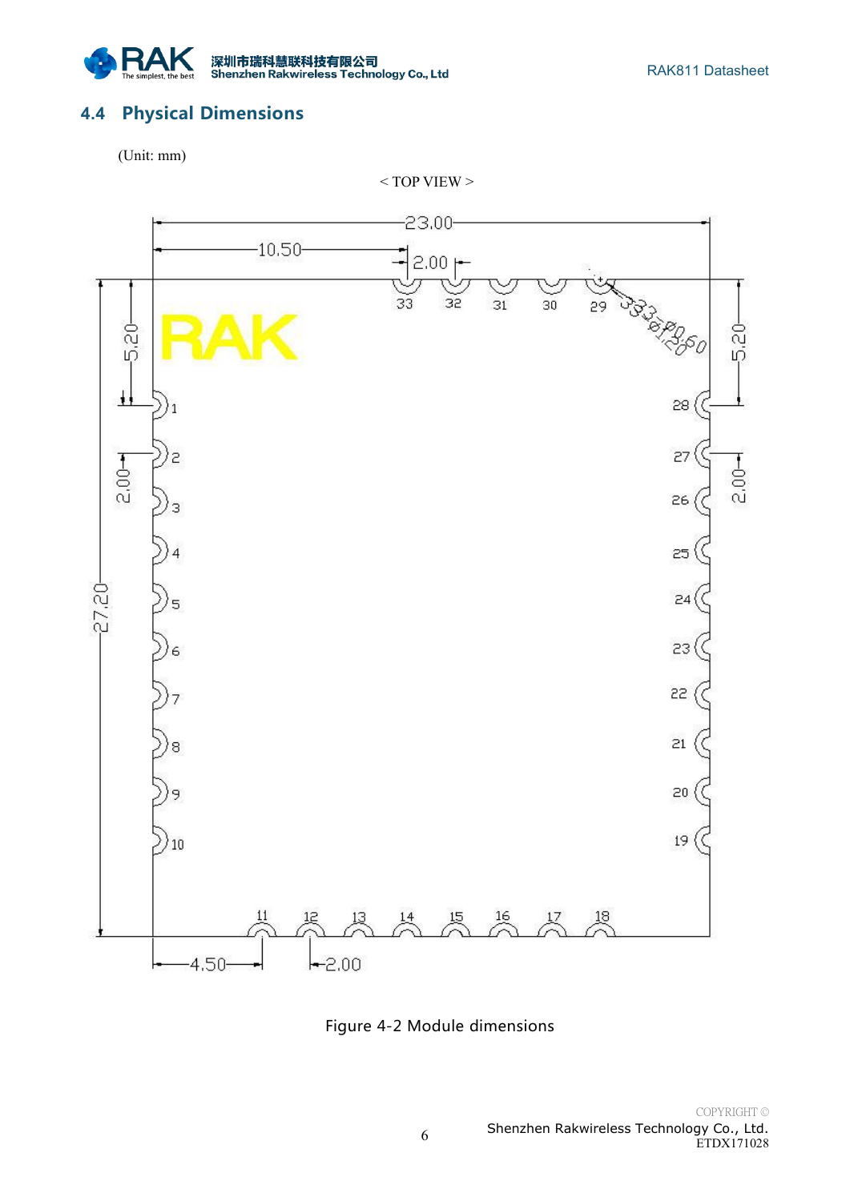## 4.4 Physical Dimensions

(Unit: mm)

< TOP VIEW >

Figure 4-2 Module dimensions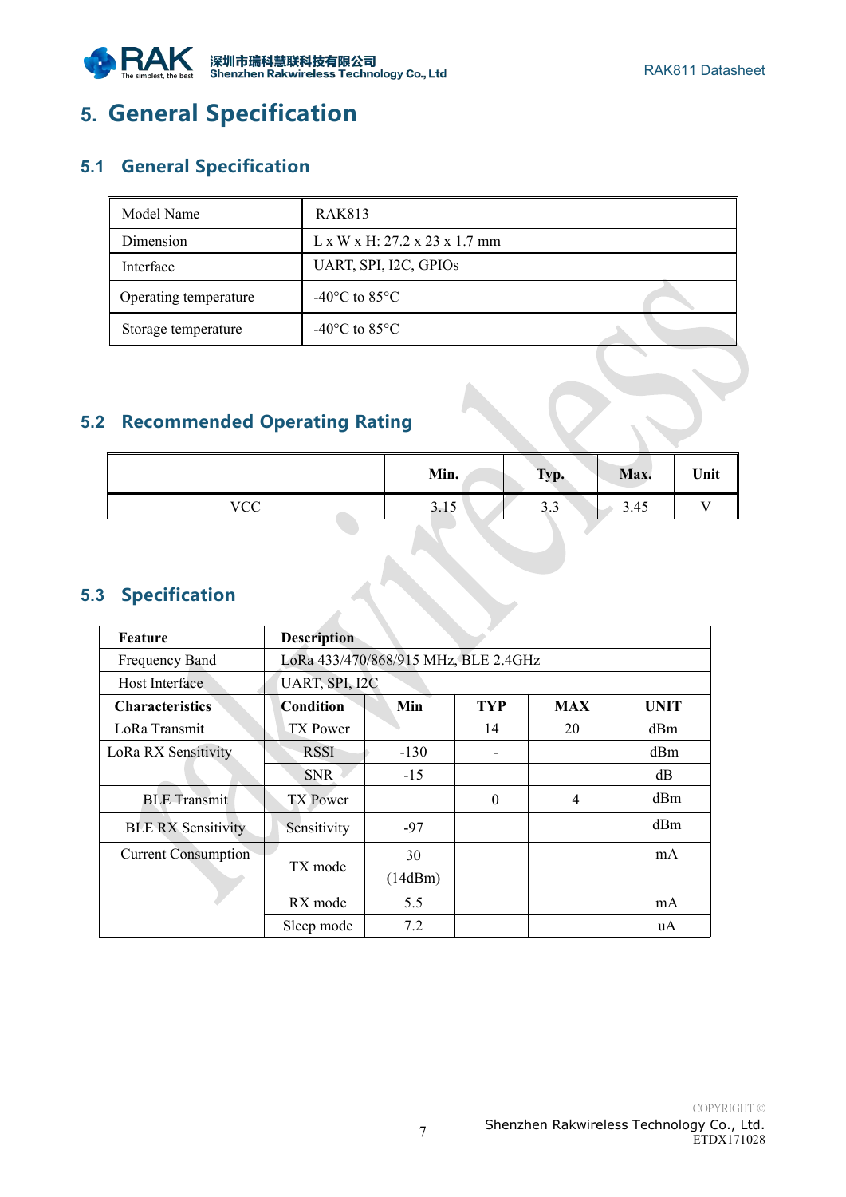# 5. General Specification

## 5.1 General Specification

| Model Name | RAK813 |
|---|---|
| Dimension | L x W x H: 27.2 x 23 x 1.7 mm |
| Interface | UART, SPI, I2C, GPIOs |
| Operating temperature | -40°C to 85°C |
| Storage temperature | -40°C to 85°C |

## 5.2 Recommended Operating Rating

| | Min. | Typ. | Max. | Unit |
|---|---|---|---|---|
| VCC | 3.15 | 3.3 | 3.45 | V |

## 5.3 Specification

| **Feature** | **Description** | | | | |
|---|---|---|---|---|---|
| Frequency Band | LoRa 433/470/868/915 MHz, BLE 2.4GHz | | | | |
| Host Interface | UART, SPI, I2C | | | | |
| **Characteristics** | **Condition** | **Min** | **TYP** | **MAX** | **UNIT** |
| LoRa Transmit | TX Power | | 14 | 20 | dBm |
| LoRa RX Sensitivity | RSSI | -130 | - | | dBm |
| | SNR | -15 | | | dB |
| BLE Transmit | TX Power | | 0 | 4 | dBm |
| BLE RX Sensitivity | Sensitivity | -97 | | | dBm |
| Current Consumption | TX mode | 30 (14dBm) | | | mA |
| | RX mode | 5.5 | | | mA |
| | Sleep mode | 7.2 | | | uA |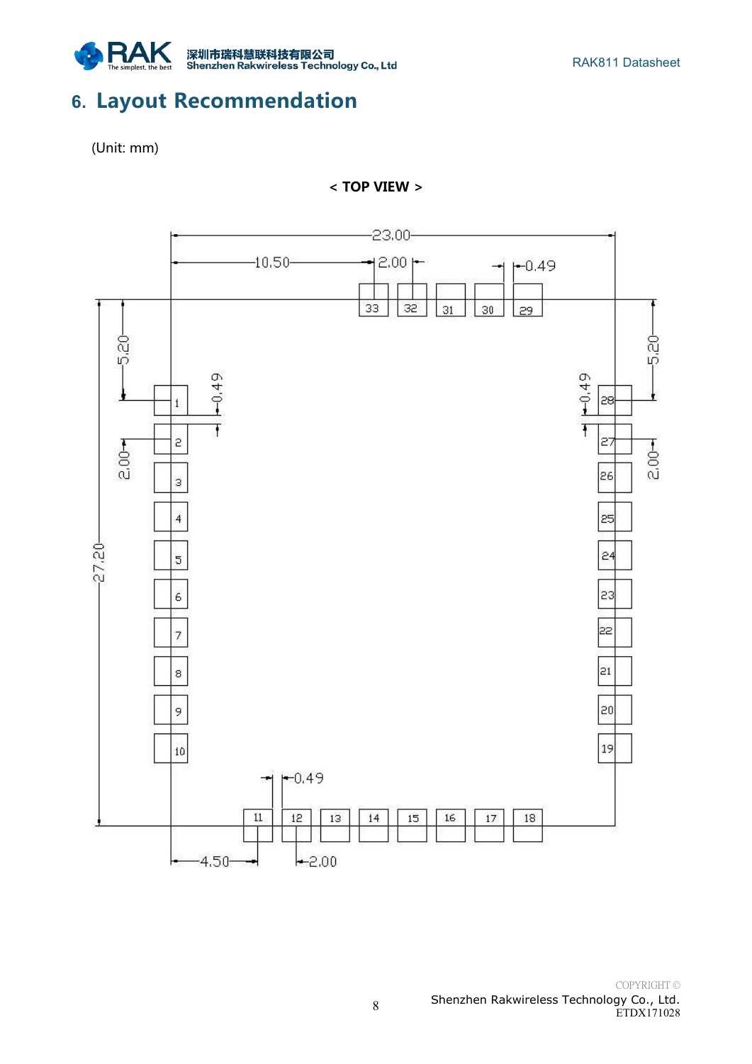# 6. Layout Recommendation

(Unit: mm)

< TOP VIEW >

23.00

10.50

2.00

0.49

33 32 31 30 29

5.20

0.49

1

2

2.00

3

4

5

27.20

6

7

8

9

10

0.49

28

5.20

27

2.00

26

25

24

23

22

21

20

19

0.49

11 12 13 14 15 16 17 18

4.50

2.00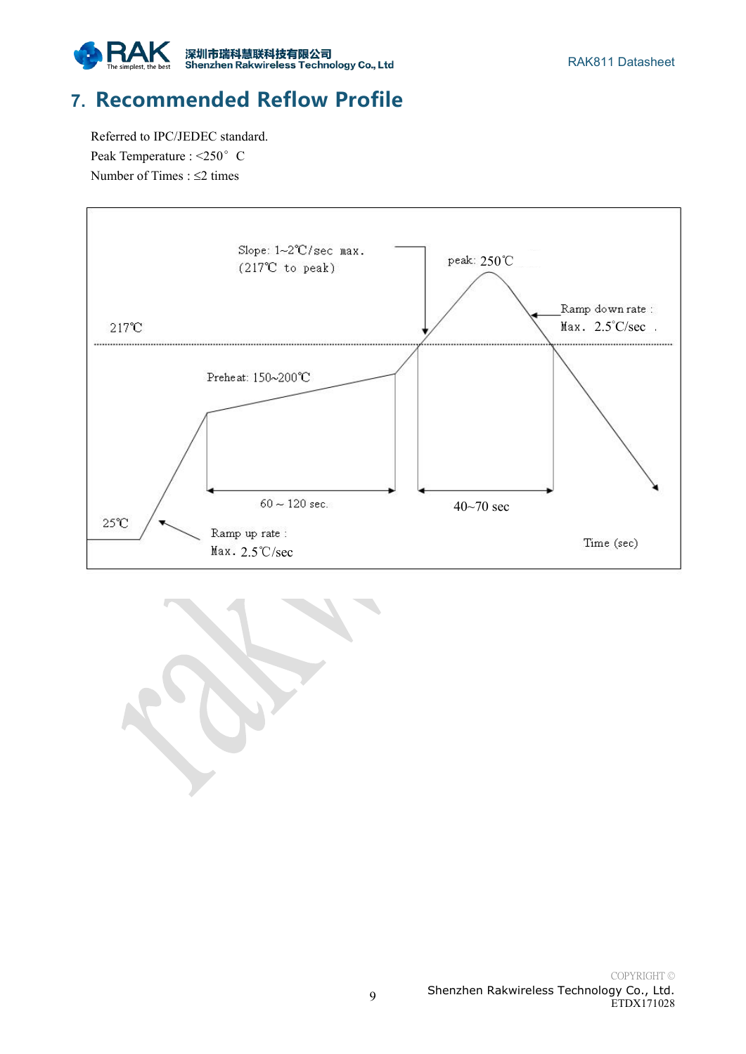# 7. Recommended Reflow Profile

Referred to IPC/JEDEC standard.
Peak Temperature : <250° C
Number of Times : ≤2 times

Slope: 1~2℃/sec max.
(217℃ to peak)

peak: 250℃

Ramp down rate :
Max. 2.5℃/sec

217℃

Preheat: 150~200℃

60 ~ 120 sec.

40~70 sec

25℃

Ramp up rate :
Max. 2.5℃/sec

Time (sec)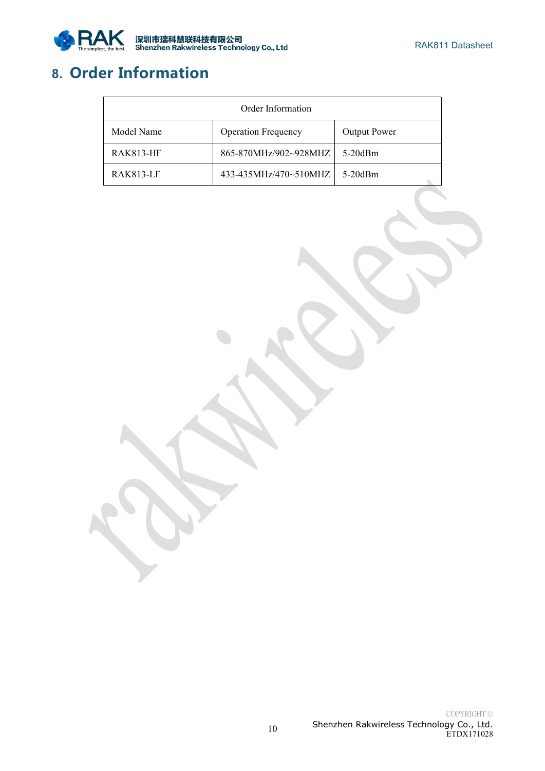# 8. Order Information

| Order Information | | |
|---|---|---|
| Model Name | Operation Frequency | Output Power |
| RAK813-HF | 865-870MHz/902~928MHZ | 5-20dBm |
| RAK813-LF | 433-435MHz/470~510MHZ | 5-20dBm |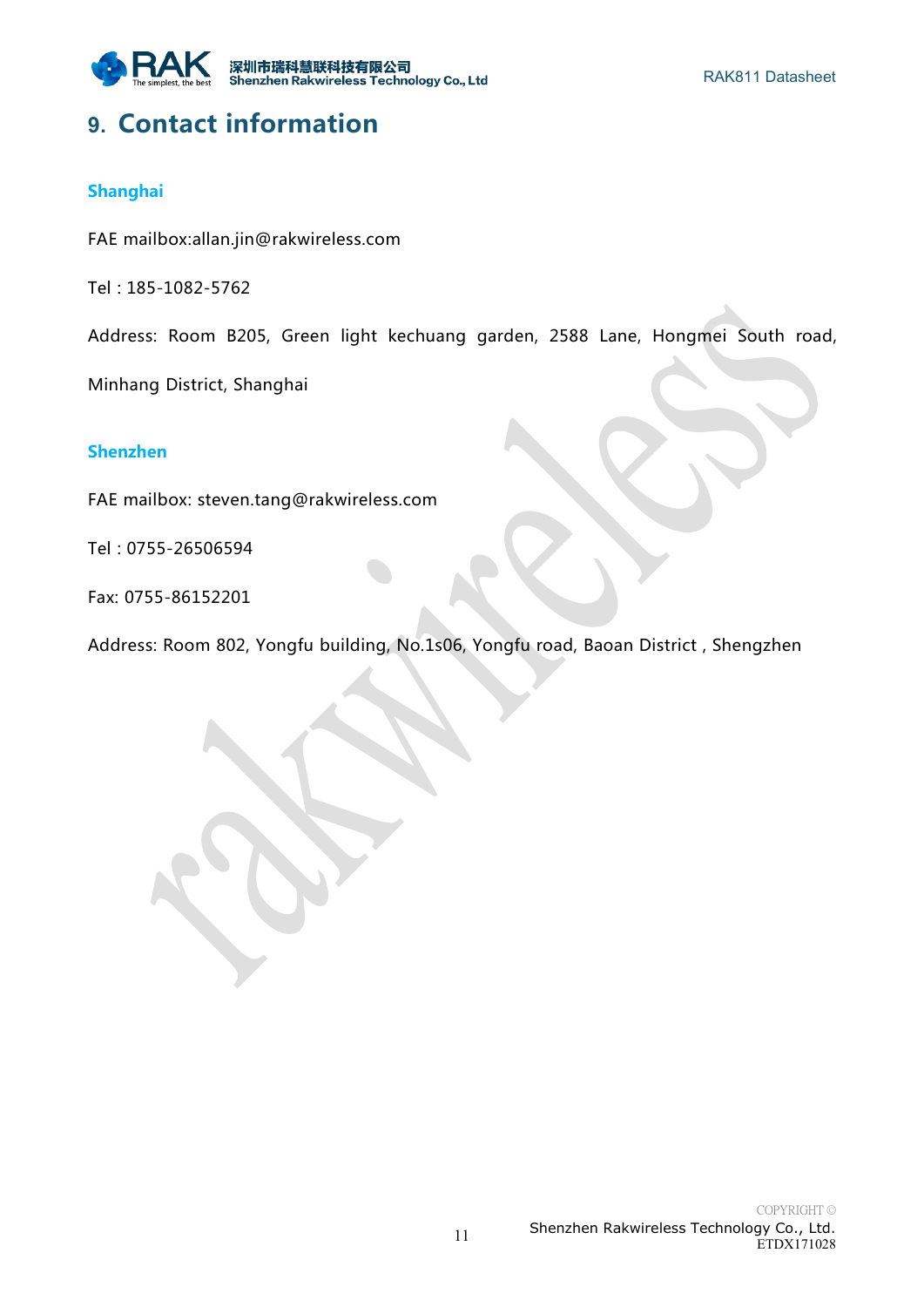# 9. Contact information

### Shanghai

FAE mailbox:allan.jin@rakwireless.com

Tel : 185-1082-5762

Address: Room B205, Green light kechuang garden, 2588 Lane, Hongmei South road, Minhang District, Shanghai

### Shenzhen

FAE mailbox: steven.tang@rakwireless.com

Tel : 0755-26506594

Fax: 0755-86152201

Address: Room 802, Yongfu building, No.1s06, Yongfu road, Baoan District , Shengzhen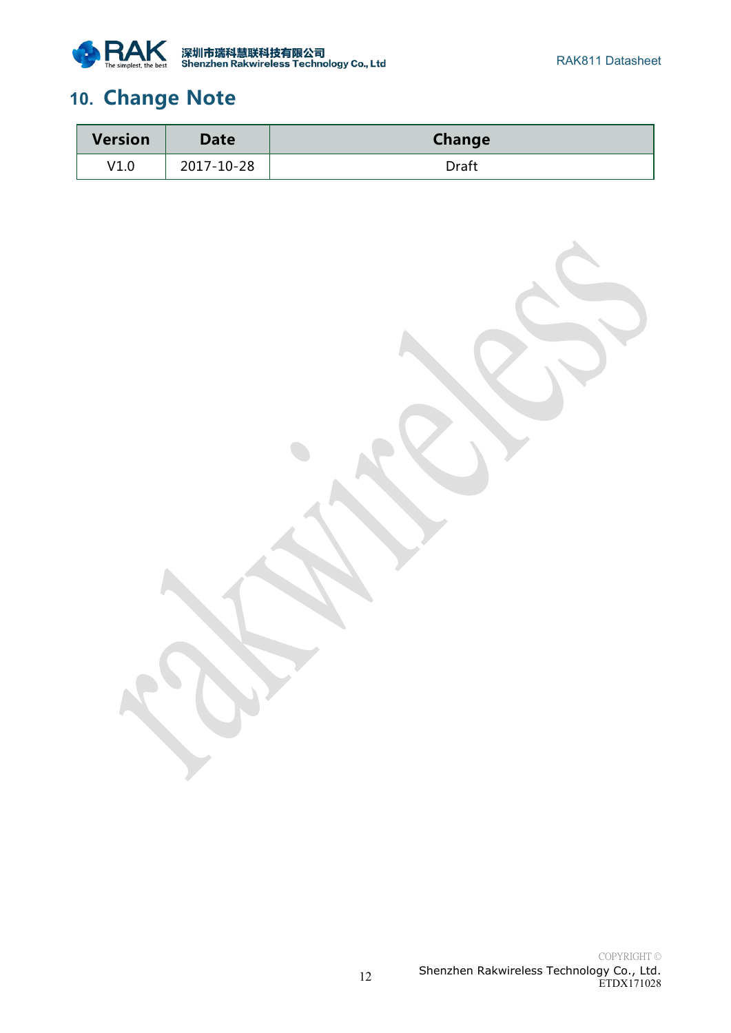## 10. Change Note

| Version | Date | Change |
|---|---|---|
| V1.0 | 2017-10-28 | Draft |